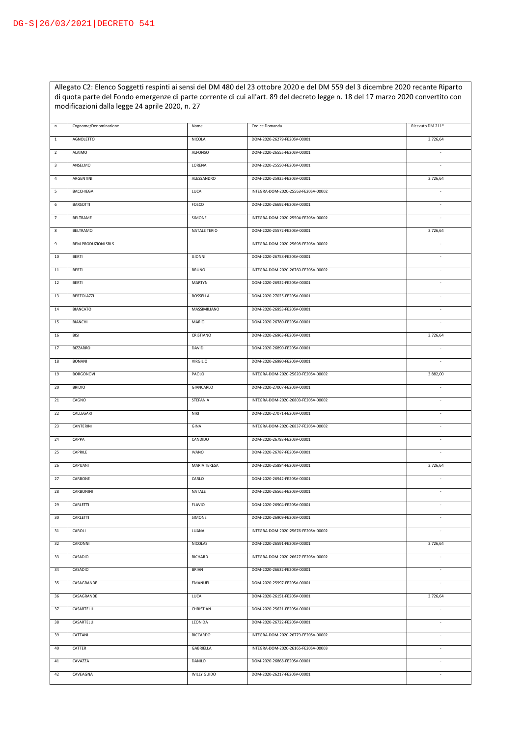DG-S|26/03/2021|DECRETO 541

Allegato C2: Elenco Soggetti respinti ai sensi del DM 480 del 23 ottobre 2020 e del DM 559 del 3 dicembre 2020 recante Riparto di quota parte del Fondo emergenze di parte corrente di cui all'art. 89 del decreto legge n. 18 del 17 marzo 2020 convertito con modificazioni dalla legge 24 aprile 2020, n. 27

| n. | Cognome/Denominazione | Nome | Codice Domanda | Ricevuto DM 211* |
|---|---|---|---|---|
| 1 | AGNOLETTO | NICOLA | DOM-2020-26279-FE20SV-00001 | 3.726,64 |
| 2 | ALAIMO | ALFONSO | DOM-2020-26555-FE20SV-00001 | - |
| 3 | ANSELMO | LORENA | DOM-2020-25550-FE20SV-00001 | - |
| 4 | ARGENTINI | ALESSANDRO | DOM-2020-25925-FE20SV-00001 | 3.726,64 |
| 5 | BACCHIEGA | LUCA | INTEGRA-DOM-2020-25563-FE20SV-00002 | - |
| 6 | BARSOTTI | FOSCO | DOM-2020-26692-FE20SV-00001 | - |
| 7 | BELTRAME | SIMONE | INTEGRA-DOM-2020-25504-FE20SV-00002 | - |
| 8 | BELTRAMO | NATALE TERIO | DOM-2020-25572-FE20SV-00001 | 3.726,64 |
| 9 | BEM PRODUZIONI SRLS | | INTEGRA-DOM-2020-25698-FE20SV-00002 | - |
| 10 | BERTI | GIONNI | DOM-2020-26758-FE20SV-00001 | - |
| 11 | BERTI | BRUNO | INTEGRA-DOM-2020-26760-FE20SV-00002 | - |
| 12 | BERTI | MARTYN | DOM-2020-26922-FE20SV-00001 | - |
| 13 | BERTOLAZZI | ROSSELLA | DOM-2020-27025-FE20SV-00001 | - |
| 14 | BIANCATO | MASSIMILIANO | DOM-2020-26953-FE20SV-00001 | - |
| 15 | BIANCHI | MARIO | DOM-2020-26780-FE20SV-00001 | - |
| 16 | BISI | CRISTIANO | DOM-2020-26963-FE20SV-00001 | 3.726,64 |
| 17 | BIZZARRO | DAVID | DOM-2020-26890-FE20SV-00001 | - |
| 18 | BONANI | VIRGILIO | DOM-2020-26980-FE20SV-00001 | - |
| 19 | BORGONOVI | PAOLO | INTEGRA-DOM-2020-25620-FE20SV-00002 | 3.882,00 |
| 20 | BRIDIO | GIANCARLO | DOM-2020-27007-FE20SV-00001 | - |
| 21 | CAGNO | STEFANIA | INTEGRA-DOM-2020-26803-FE20SV-00002 | - |
| 22 | CALLEGARI | NIKI | DOM-2020-27071-FE20SV-00001 | - |
| 23 | CANTERINI | GINA | INTEGRA-DOM-2020-26837-FE20SV-00002 | - |
| 24 | CAPPA | CANDIDO | DOM-2020-26793-FE20SV-00001 | - |
| 25 | CAPRILE | IVANO | DOM-2020-26787-FE20SV-00001 | - |
| 26 | CAPUANI | MARIA TERESA | DOM-2020-25884-FE20SV-00001 | 3.726,64 |
| 27 | CARBONE | CARLO | DOM-2020-26942-FE20SV-00001 | - |
| 28 | CARBONINI | NATALE | DOM-2020-26565-FE20SV-00001 | - |
| 29 | CARLETTI | FLAVIO | DOM-2020-26904-FE20SV-00001 | - |
| 30 | CARLETTI | SIMONE | DOM-2020-26909-FE20SV-00001 | - |
| 31 | CAROLI | LUANA | INTEGRA-DOM-2020-25676-FE20SV-00002 | - |
| 32 | CARONNI | NICOLAS | DOM-2020-26591-FE20SV-00001 | 3.726,64 |
| 33 | CASADIO | RICHARD | INTEGRA-DOM-2020-26627-FE20SV-00002 | - |
| 34 | CASADIO | BRIAN | DOM-2020-26632-FE20SV-00001 | - |
| 35 | CASAGRANDE | EMANUEL | DOM-2020-25997-FE20SV-00001 | - |
| 36 | CASAGRANDE | LUCA | DOM-2020-26151-FE20SV-00001 | 3.726,64 |
| 37 | CASARTELLI | CHRISTIAN | DOM-2020-25621-FE20SV-00001 | - |
| 38 | CASARTELLI | LEONIDA | DOM-2020-26722-FE20SV-00001 | - |
| 39 | CATTANI | RICCARDO | INTEGRA-DOM-2020-26779-FE20SV-00002 | - |
| 40 | CATTER | GABRIELLA | INTEGRA-DOM-2020-26165-FE20SV-00003 | - |
| 41 | CAVAZZA | DANILO | DOM-2020-26868-FE20SV-00001 | - |
| 42 | CAVEAGNA | WILLY GUIDO | DOM-2020-26217-FE20SV-00001 | - |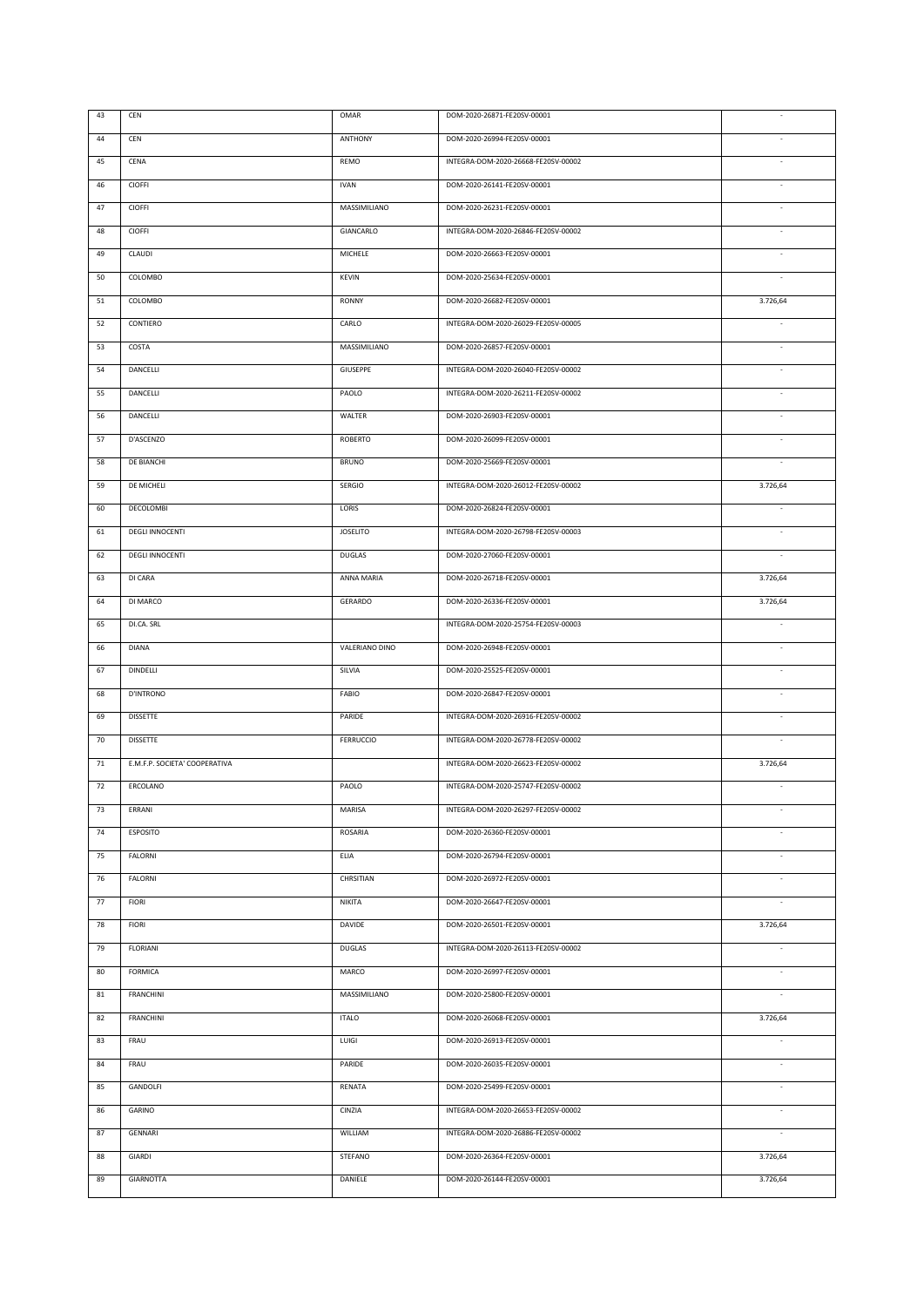| 43 | CEN | OMAR | DOM-2020-26871-FE20SV-00001 | - |
|---|---|---|---|---|
| 44 | CEN | ANTHONY | DOM-2020-26994-FE20SV-00001 | - |
| 45 | CENA | REMO | INTEGRA-DOM-2020-26668-FE20SV-00002 | - |
| 46 | CIOFFI | IVAN | DOM-2020-26141-FE20SV-00001 | - |
| 47 | CIOFFI | MASSIMILIANO | DOM-2020-26231-FE20SV-00001 | - |
| 48 | CIOFFI | GIANCARLO | INTEGRA-DOM-2020-26846-FE20SV-00002 | - |
| 49 | CLAUDI | MICHELE | DOM-2020-26663-FE20SV-00001 | - |
| 50 | COLOMBO | KEVIN | DOM-2020-25634-FE20SV-00001 | - |
| 51 | COLOMBO | RONNY | DOM-2020-26682-FE20SV-00001 | 3.726,64 |
| 52 | CONTIERO | CARLO | INTEGRA-DOM-2020-26029-FE20SV-00005 | - |
| 53 | COSTA | MASSIMILIANO | DOM-2020-26857-FE20SV-00001 | - |
| 54 | DANCELLI | GIUSEPPE | INTEGRA-DOM-2020-26040-FE20SV-00002 | - |
| 55 | DANCELLI | PAOLO | INTEGRA-DOM-2020-26211-FE20SV-00002 | - |
| 56 | DANCELLI | WALTER | DOM-2020-26903-FE20SV-00001 | - |
| 57 | D'ASCENZO | ROBERTO | DOM-2020-26099-FE20SV-00001 | - |
| 58 | DE BIANCHI | BRUNO | DOM-2020-25669-FE20SV-00001 | - |
| 59 | DE MICHELI | SERGIO | INTEGRA-DOM-2020-26012-FE20SV-00002 | 3.726,64 |
| 60 | DECOLOMBI | LORIS | DOM-2020-26824-FE20SV-00001 | - |
| 61 | DEGLI INNOCENTI | JOSELITO | INTEGRA-DOM-2020-26798-FE20SV-00003 | - |
| 62 | DEGLI INNOCENTI | DUGLAS | DOM-2020-27060-FE20SV-00001 | - |
| 63 | DI CARA | ANNA MARIA | DOM-2020-26718-FE20SV-00001 | 3.726,64 |
| 64 | DI MARCO | GERARDO | DOM-2020-26336-FE20SV-00001 | 3.726,64 |
| 65 | DI.CA. SRL | | INTEGRA-DOM-2020-25754-FE20SV-00003 | - |
| 66 | DIANA | VALERIANO DINO | DOM-2020-26948-FE20SV-00001 | - |
| 67 | DINDELLI | SILVIA | DOM-2020-25525-FE20SV-00001 | - |
| 68 | D'INTRONO | FABIO | DOM-2020-26847-FE20SV-00001 | - |
| 69 | DISSETTE | PARIDE | INTEGRA-DOM-2020-26916-FE20SV-00002 | - |
| 70 | DISSETTE | FERRUCCIO | INTEGRA-DOM-2020-26778-FE20SV-00002 | - |
| 71 | E.M.F.P. SOCIETA' COOPERATIVA | | INTEGRA-DOM-2020-26623-FE20SV-00002 | 3.726,64 |
| 72 | ERCOLANO | PAOLO | INTEGRA-DOM-2020-25747-FE20SV-00002 | - |
| 73 | ERRANI | MARISA | INTEGRA-DOM-2020-26297-FE20SV-00002 | - |
| 74 | ESPOSITO | ROSARIA | DOM-2020-26360-FE20SV-00001 | - |
| 75 | FALORNI | ELIA | DOM-2020-26794-FE20SV-00001 | - |
| 76 | FALORNI | CHRSITIAN | DOM-2020-26972-FE20SV-00001 | - |
| 77 | FIORI | NIKITA | DOM-2020-26647-FE20SV-00001 | - |
| 78 | FIORI | DAVIDE | DOM-2020-26501-FE20SV-00001 | 3.726,64 |
| 79 | FLORIANI | DUGLAS | INTEGRA-DOM-2020-26113-FE20SV-00002 | - |
| 80 | FORMICA | MARCO | DOM-2020-26997-FE20SV-00001 | - |
| 81 | FRANCHINI | MASSIMILIANO | DOM-2020-25800-FE20SV-00001 | - |
| 82 | FRANCHINI | ITALO | DOM-2020-26068-FE20SV-00001 | 3.726,64 |
| 83 | FRAU | LUIGI | DOM-2020-26913-FE20SV-00001 | - |
| 84 | FRAU | PARIDE | DOM-2020-26035-FE20SV-00001 | - |
| 85 | GANDOLFI | RENATA | DOM-2020-25499-FE20SV-00001 | - |
| 86 | GARINO | CINZIA | INTEGRA-DOM-2020-26653-FE20SV-00002 | - |
| 87 | GENNARI | WILLIAM | INTEGRA-DOM-2020-26886-FE20SV-00002 | - |
| 88 | GIARDI | STEFANO | DOM-2020-26364-FE20SV-00001 | 3.726,64 |
| 89 | GIARNOTTA | DANIELE | DOM-2020-26144-FE20SV-00001 | 3.726,64 |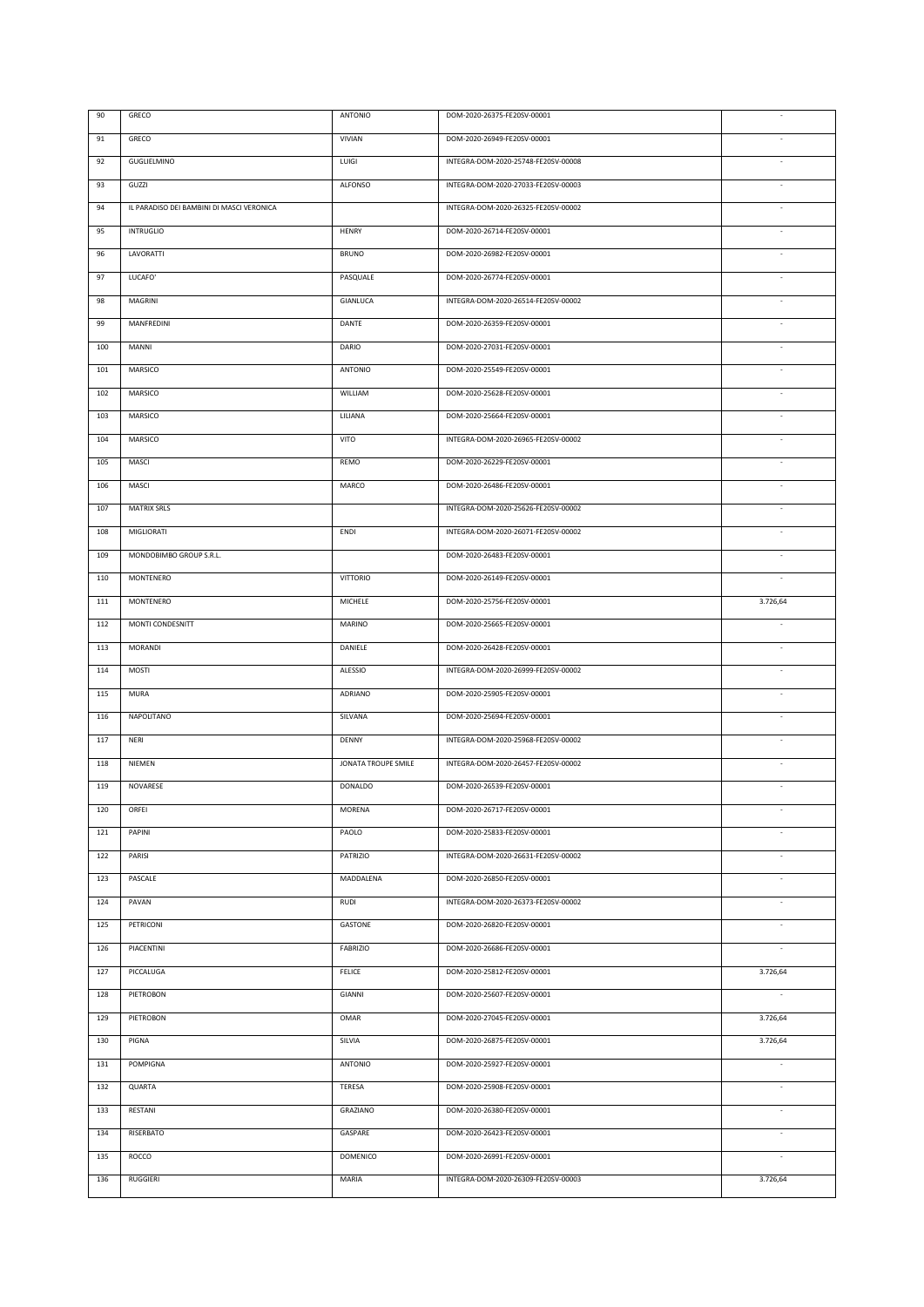| 90 | GRECO | ANTONIO | DOM-2020-26375-FE20SV-00001 | - |
|---|---|---|---|---|
| 91 | GRECO | VIVIAN | DOM-2020-26949-FE20SV-00001 | - |
| 92 | GUGLIELMINO | LUIGI | INTEGRA-DOM-2020-25748-FE20SV-00008 | - |
| 93 | GUZZI | ALFONSO | INTEGRA-DOM-2020-27033-FE20SV-00003 | - |
| 94 | IL PARADISO DEI BAMBINI DI MASCI VERONICA | | INTEGRA-DOM-2020-26325-FE20SV-00002 | - |
| 95 | INTRUGLIO | HENRY | DOM-2020-26714-FE20SV-00001 | - |
| 96 | LAVORATTI | BRUNO | DOM-2020-26982-FE20SV-00001 | - |
| 97 | LUCAFO' | PASQUALE | DOM-2020-26774-FE20SV-00001 | - |
| 98 | MAGRINI | GIANLUCA | INTEGRA-DOM-2020-26514-FE20SV-00002 | - |
| 99 | MANFREDINI | DANTE | DOM-2020-26359-FE20SV-00001 | - |
| 100 | MANNI | DARIO | DOM-2020-27031-FE20SV-00001 | - |
| 101 | MARSICO | ANTONIO | DOM-2020-25549-FE20SV-00001 | - |
| 102 | MARSICO | WILLIAM | DOM-2020-25628-FE20SV-00001 | - |
| 103 | MARSICO | LILIANA | DOM-2020-25664-FE20SV-00001 | - |
| 104 | MARSICO | VITO | INTEGRA-DOM-2020-26965-FE20SV-00002 | - |
| 105 | MASCI | REMO | DOM-2020-26229-FE20SV-00001 | - |
| 106 | MASCI | MARCO | DOM-2020-26486-FE20SV-00001 | - |
| 107 | MATRIX SRLS | | INTEGRA-DOM-2020-25626-FE20SV-00002 | - |
| 108 | MIGLIORATI | ENDI | INTEGRA-DOM-2020-26071-FE20SV-00002 | - |
| 109 | MONDOBIMBO GROUP S.R.L. | | DOM-2020-26483-FE20SV-00001 | - |
| 110 | MONTENERO | VITTORIO | DOM-2020-26149-FE20SV-00001 | - |
| 111 | MONTENERO | MICHELE | DOM-2020-25756-FE20SV-00001 | 3.726,64 |
| 112 | MONTI CONDESNITT | MARINO | DOM-2020-25665-FE20SV-00001 | - |
| 113 | MORANDI | DANIELE | DOM-2020-26428-FE20SV-00001 | - |
| 114 | MOSTI | ALESSIO | INTEGRA-DOM-2020-26999-FE20SV-00002 | - |
| 115 | MURA | ADRIANO | DOM-2020-25905-FE20SV-00001 | - |
| 116 | NAPOLITANO | SILVANA | DOM-2020-25694-FE20SV-00001 | - |
| 117 | NERI | DENNY | INTEGRA-DOM-2020-25968-FE20SV-00002 | - |
| 118 | NIEMEN | JONATA TROUPE SMILE | INTEGRA-DOM-2020-26457-FE20SV-00002 | - |
| 119 | NOVARESE | DONALDO | DOM-2020-26539-FE20SV-00001 | - |
| 120 | ORFEI | MORENA | DOM-2020-26717-FE20SV-00001 | - |
| 121 | PAPINI | PAOLO | DOM-2020-25833-FE20SV-00001 | - |
| 122 | PARISI | PATRIZIO | INTEGRA-DOM-2020-26631-FE20SV-00002 | - |
| 123 | PASCALE | MADDALENA | DOM-2020-26850-FE20SV-00001 | - |
| 124 | PAVAN | RUDI | INTEGRA-DOM-2020-26373-FE20SV-00002 | - |
| 125 | PETRICONI | GASTONE | DOM-2020-26820-FE20SV-00001 | - |
| 126 | PIACENTINI | FABRIZIO | DOM-2020-26686-FE20SV-00001 | - |
| 127 | PICCALUGA | FELICE | DOM-2020-25812-FE20SV-00001 | 3.726,64 |
| 128 | PIETROBON | GIANNI | DOM-2020-25607-FE20SV-00001 | - |
| 129 | PIETROBON | OMAR | DOM-2020-27045-FE20SV-00001 | 3.726,64 |
| 130 | PIGNA | SILVIA | DOM-2020-26875-FE20SV-00001 | 3.726,64 |
| 131 | POMPIGNA | ANTONIO | DOM-2020-25927-FE20SV-00001 | - |
| 132 | QUARTA | TERESA | DOM-2020-25908-FE20SV-00001 | - |
| 133 | RESTANI | GRAZIANO | DOM-2020-26380-FE20SV-00001 | - |
| 134 | RISERBATO | GASPARE | DOM-2020-26423-FE20SV-00001 | - |
| 135 | ROCCO | DOMENICO | DOM-2020-26991-FE20SV-00001 | - |
| 136 | RUGGIERI | MARIA | INTEGRA-DOM-2020-26309-FE20SV-00003 | 3.726,64 |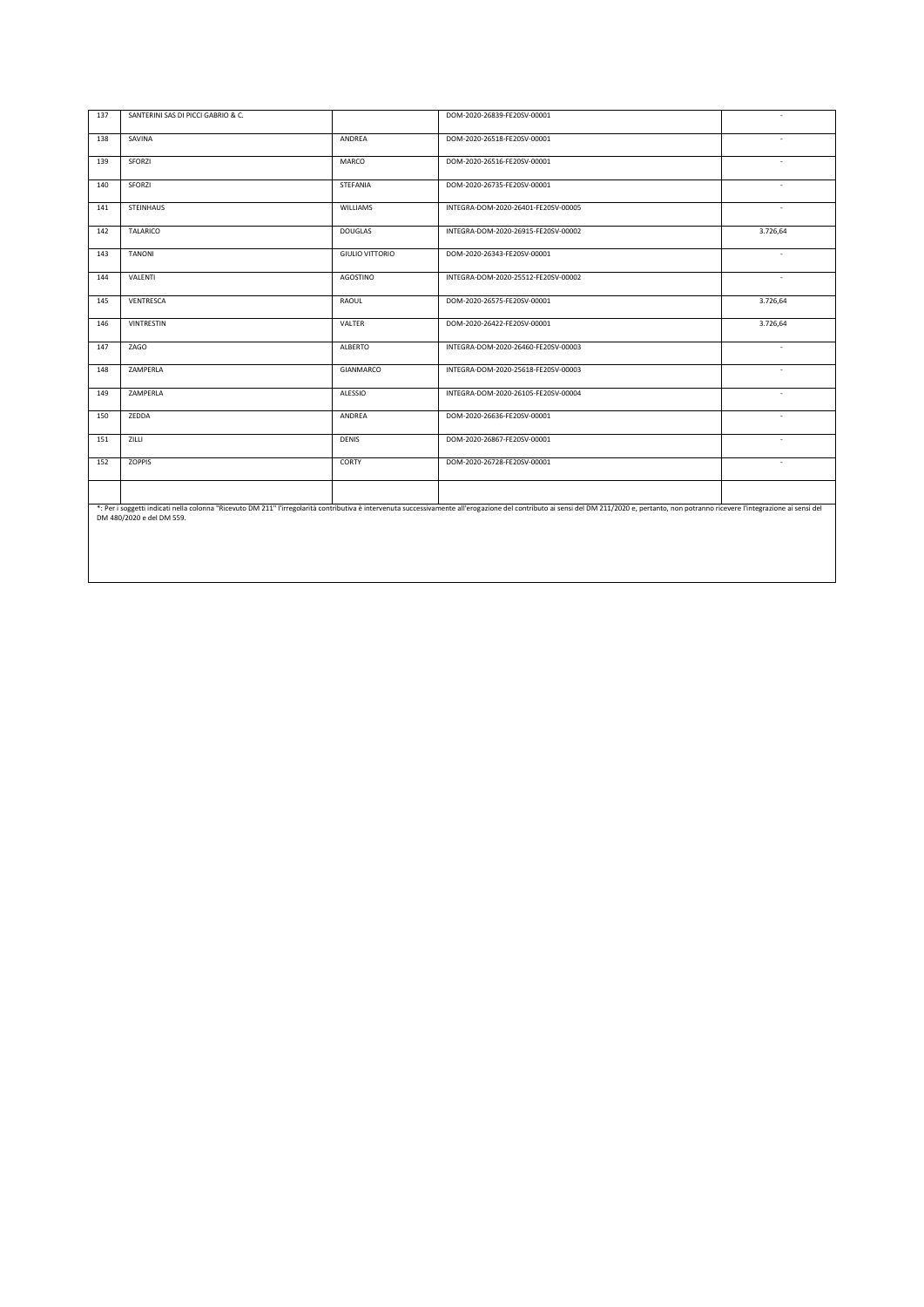| | | | | |
|---|---|---|---|---|
| 137 | SANTERINI SAS DI PICCI GABRIO & C. | | DOM-2020-26839-FE20SV-00001 | - |
| 138 | SAVINA | ANDREA | DOM-2020-26518-FE20SV-00001 | - |
| 139 | SFORZI | MARCO | DOM-2020-26516-FE20SV-00001 | - |
| 140 | SFORZI | STEFANIA | DOM-2020-26735-FE20SV-00001 | - |
| 141 | STEINHAUS | WILLIAMS | INTEGRA-DOM-2020-26401-FE20SV-00005 | - |
| 142 | TALARICO | DOUGLAS | INTEGRA-DOM-2020-26915-FE20SV-00002 | 3.726,64 |
| 143 | TANONI | GIULIO VITTORIO | DOM-2020-26343-FE20SV-00001 | - |
| 144 | VALENTI | AGOSTINO | INTEGRA-DOM-2020-25512-FE20SV-00002 | - |
| 145 | VENTRESCA | RAOUL | DOM-2020-26575-FE20SV-00001 | 3.726,64 |
| 146 | VINTRESTIN | VALTER | DOM-2020-26422-FE20SV-00001 | 3.726,64 |
| 147 | ZAGO | ALBERTO | INTEGRA-DOM-2020-26460-FE20SV-00003 | - |
| 148 | ZAMPERLA | GIANMARCO | INTEGRA-DOM-2020-25618-FE20SV-00003 | - |
| 149 | ZAMPERLA | ALESSIO | INTEGRA-DOM-2020-26105-FE20SV-00004 | - |
| 150 | ZEDDA | ANDREA | DOM-2020-26636-FE20SV-00001 | - |
| 151 | ZILLI | DENIS | DOM-2020-26867-FE20SV-00001 | - |
| 152 | ZOPPIS | CORTY | DOM-2020-26728-FE20SV-00001 | - |
| | | | | |

*: Per i soggetti indicati nella colonna "Ricevuto DM 211" l'irregolarità contributiva è intervenuta successivamente all'erogazione del contributo ai sensi del DM 211/2020 e, pertanto, non potranno ricevere l'integrazione ai sensi del DM 480/2020 e del DM 559.